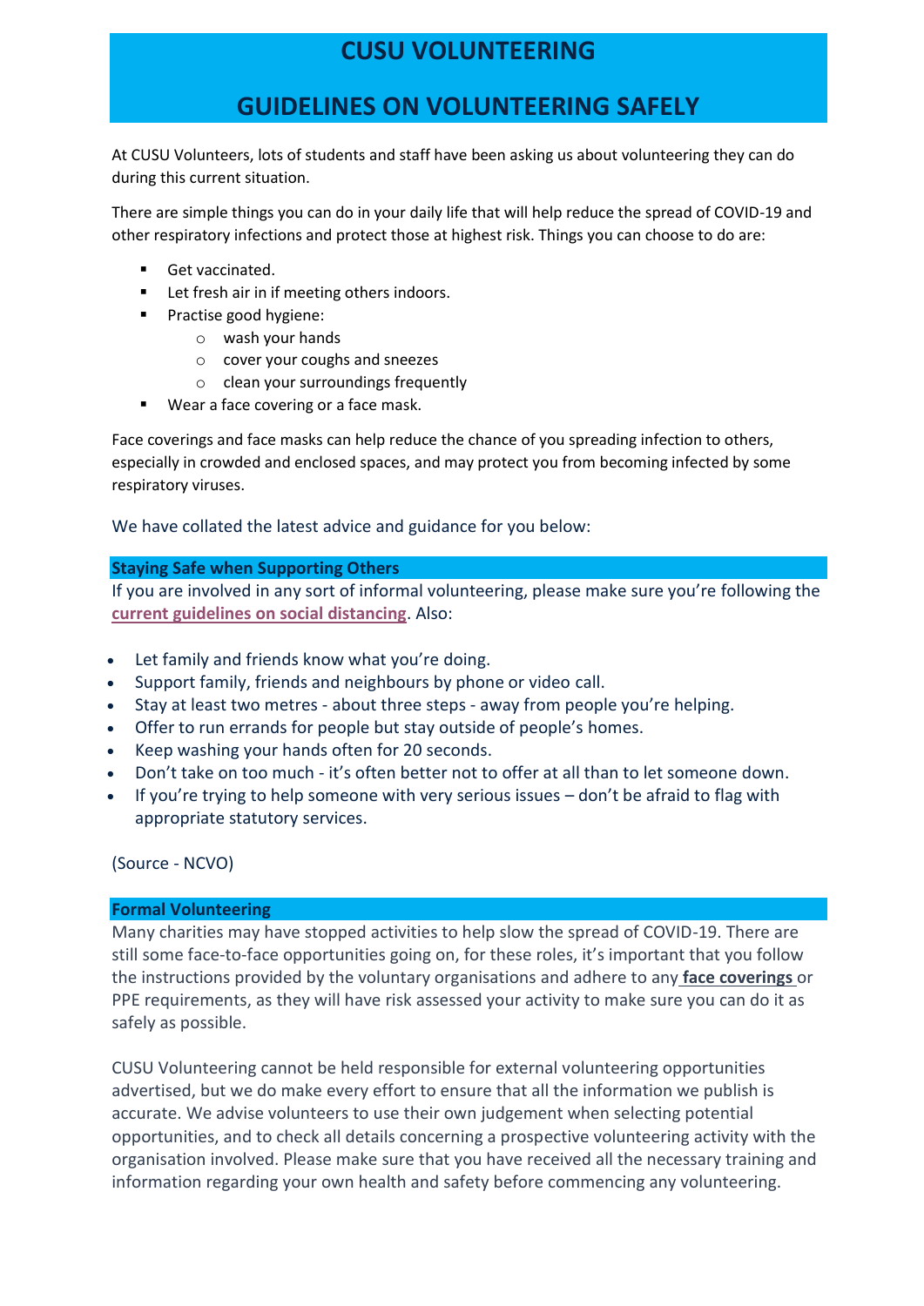# CUSU VOLUNTEERING

# GUIDELINES ON VOLUNTEERING SAFELY

At CUSU Volunteers, lots of students and staff have been asking us about volunteering they can do during this current situation.

There are simple things you can do in your daily life that will help reduce the spread of COVID-19 and other respiratory infections and protect those at highest risk. Things you can choose to do are:

- Get vaccinated.
- Let fresh air in if meeting others indoors.
- Practise good hygiene:
  - wash your hands
  - cover your coughs and sneezes
  - clean your surroundings frequently
- Wear a face covering or a face mask.

Face coverings and face masks can help reduce the chance of you spreading infection to others, especially in crowded and enclosed spaces, and may protect you from becoming infected by some respiratory viruses.

We have collated the latest advice and guidance for you below:

### Staying Safe when Supporting Others

If you are involved in any sort of informal volunteering, please make sure you're following the **current guidelines on social distancing**. Also:

- Let family and friends know what you're doing.
- Support family, friends and neighbours by phone or video call.
- Stay at least two metres - about three steps - away from people you're helping.
- Offer to run errands for people but stay outside of people's homes.
- Keep washing your hands often for 20 seconds.
- Don't take on too much - it's often better not to offer at all than to let someone down.
- If you're trying to help someone with very serious issues – don't be afraid to flag with appropriate statutory services.

(Source - NCVO)

### Formal Volunteering

Many charities may have stopped activities to help slow the spread of COVID-19. There are still some face-to-face opportunities going on, for these roles, it's important that you follow the instructions provided by the voluntary organisations and adhere to any **face coverings** or PPE requirements, as they will have risk assessed your activity to make sure you can do it as safely as possible.

CUSU Volunteering cannot be held responsible for external volunteering opportunities advertised, but we do make every effort to ensure that all the information we publish is accurate. We advise volunteers to use their own judgement when selecting potential opportunities, and to check all details concerning a prospective volunteering activity with the organisation involved. Please make sure that you have received all the necessary training and information regarding your own health and safety before commencing any volunteering.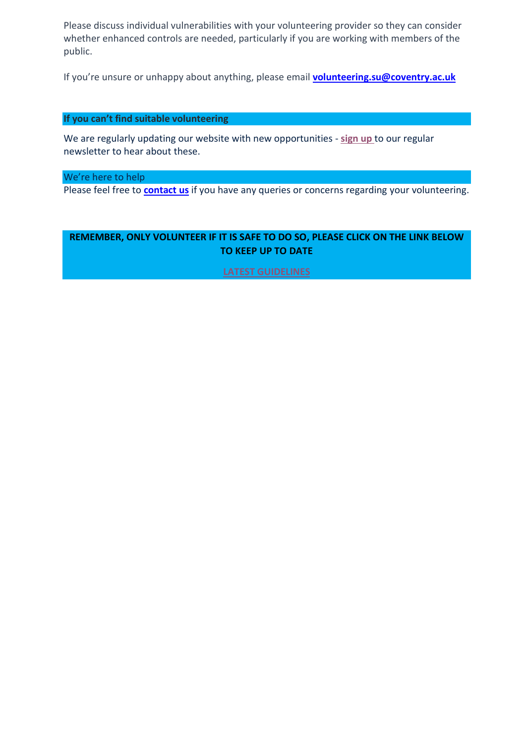Please discuss individual vulnerabilities with your volunteering provider so they can consider whether enhanced controls are needed, particularly if you are working with members of the public.

If you're unsure or unhappy about anything, please email **volunteering.su@coventry.ac.uk**

## If you can't find suitable volunteering

We are regularly updating our website with new opportunities - **sign up** to our regular newsletter to hear about these.

## We're here to help

Please feel free to **contact us** if you have any queries or concerns regarding your volunteering.

**REMEMBER, ONLY VOLUNTEER IF IT IS SAFE TO DO SO, PLEASE CLICK ON THE LINK BELOW TO KEEP UP TO DATE**

**LATEST GUIDELINES**